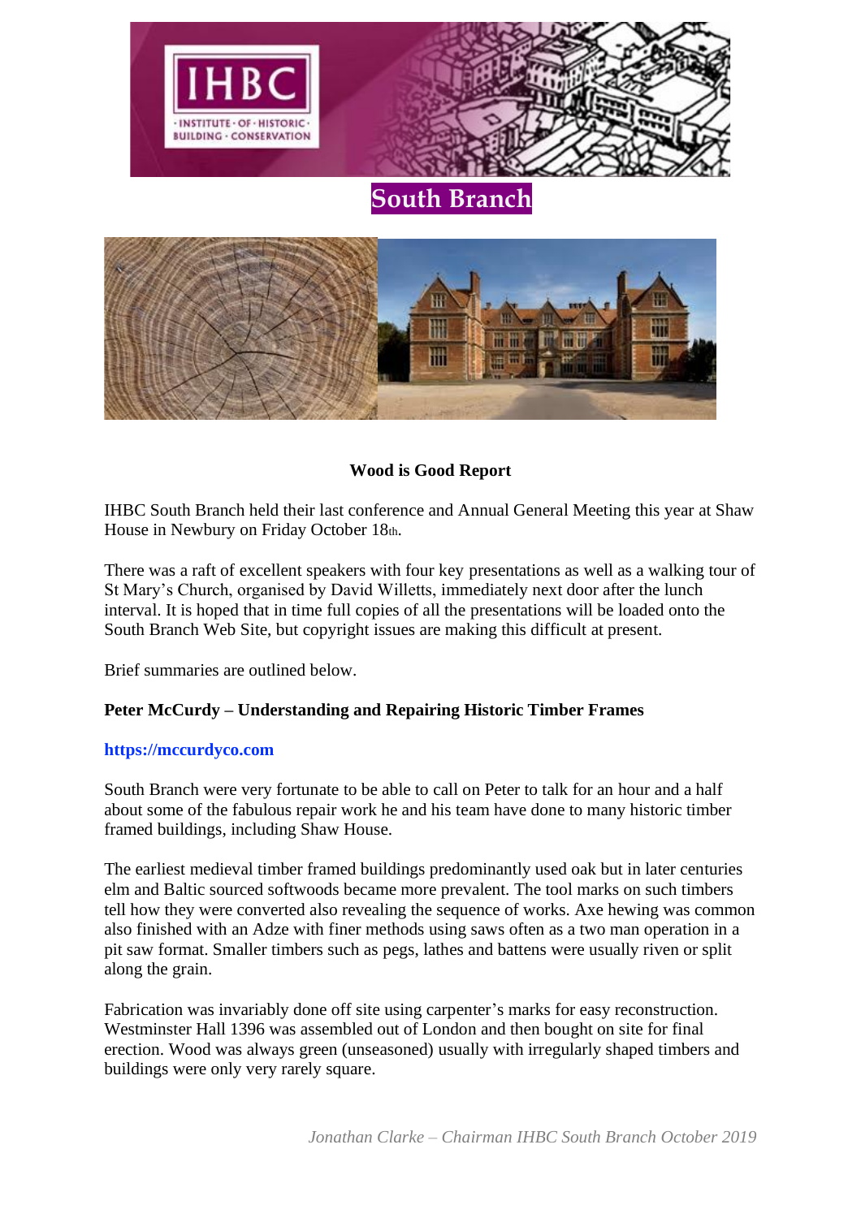# South Branch

## Wood is Good Report

IHBC South Branch held their last conference and Annual General Meeting this year at Shaw House in Newbury on Friday October 18th.

There was a raft of excellent speakers with four key presentations as well as a walking tour of St Mary's Church, organised by David Willetts, immediately next door after the lunch interval. It is hoped that in time full copies of all the presentations will be loaded onto the South Branch Web Site, but copyright issues are making this difficult at present.

Brief summaries are outlined below.

### Peter McCurdy – Understanding and Repairing Historic Timber Frames

**https://mccurdyco.com**

South Branch were very fortunate to be able to call on Peter to talk for an hour and a half about some of the fabulous repair work he and his team have done to many historic timber framed buildings, including Shaw House.

The earliest medieval timber framed buildings predominantly used oak but in later centuries elm and Baltic sourced softwoods became more prevalent. The tool marks on such timbers tell how they were converted also revealing the sequence of works. Axe hewing was common also finished with an Adze with finer methods using saws often as a two man operation in a pit saw format. Smaller timbers such as pegs, lathes and battens were usually riven or split along the grain.

Fabrication was invariably done off site using carpenter's marks for easy reconstruction. Westminster Hall 1396 was assembled out of London and then bought on site for final erection. Wood was always green (unseasoned) usually with irregularly shaped timbers and buildings were only very rarely square.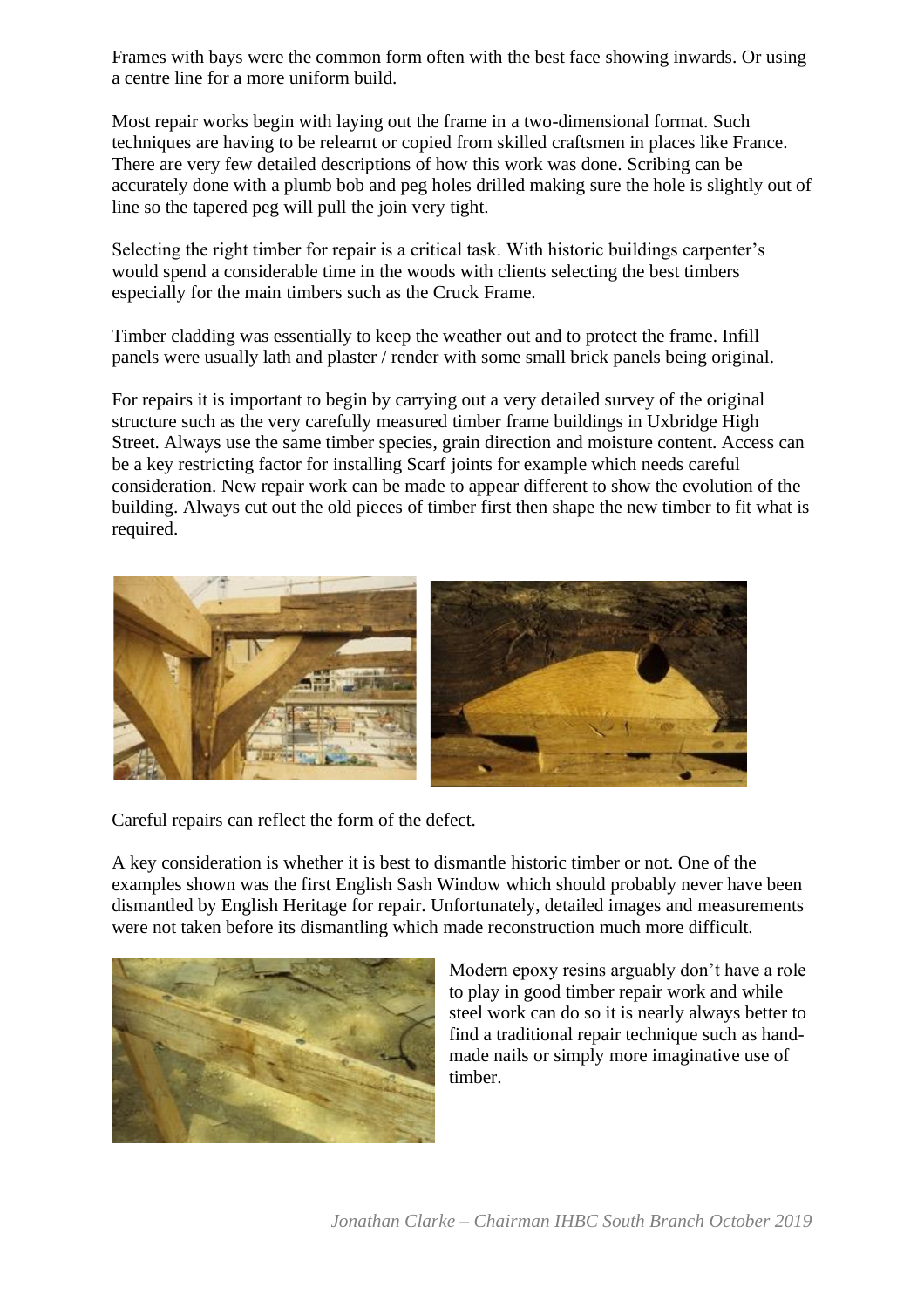Frames with bays were the common form often with the best face showing inwards. Or using a centre line for a more uniform build.

Most repair works begin with laying out the frame in a two-dimensional format. Such techniques are having to be relearnt or copied from skilled craftsmen in places like France. There are very few detailed descriptions of how this work was done. Scribing can be accurately done with a plumb bob and peg holes drilled making sure the hole is slightly out of line so the tapered peg will pull the join very tight.

Selecting the right timber for repair is a critical task. With historic buildings carpenter's would spend a considerable time in the woods with clients selecting the best timbers especially for the main timbers such as the Cruck Frame.

Timber cladding was essentially to keep the weather out and to protect the frame. Infill panels were usually lath and plaster / render with some small brick panels being original.

For repairs it is important to begin by carrying out a very detailed survey of the original structure such as the very carefully measured timber frame buildings in Uxbridge High Street. Always use the same timber species, grain direction and moisture content. Access can be a key restricting factor for installing Scarf joints for example which needs careful consideration. New repair work can be made to appear different to show the evolution of the building. Always cut out the old pieces of timber first then shape the new timber to fit what is required.

Careful repairs can reflect the form of the defect.

A key consideration is whether it is best to dismantle historic timber or not. One of the examples shown was the first English Sash Window which should probably never have been dismantled by English Heritage for repair. Unfortunately, detailed images and measurements were not taken before its dismantling which made reconstruction much more difficult.

Modern epoxy resins arguably don't have a role to play in good timber repair work and while steel work can do so it is nearly always better to find a traditional repair technique such as hand-made nails or simply more imaginative use of timber.

*Jonathan Clarke – Chairman IHBC South Branch October 2019*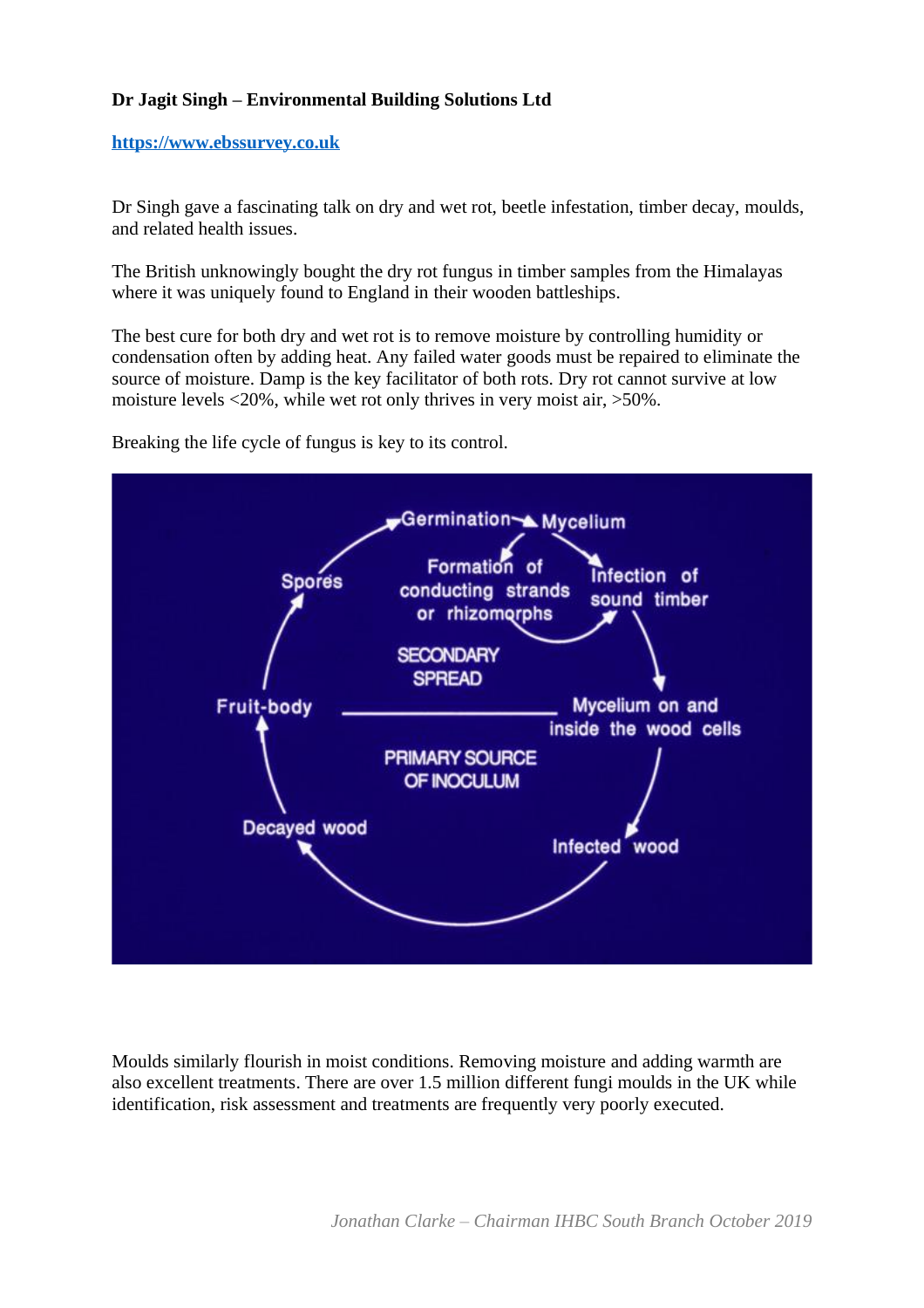**Dr Jagit Singh – Environmental Building Solutions Ltd**

**https://www.ebssurvey.co.uk**

Dr Singh gave a fascinating talk on dry and wet rot, beetle infestation, timber decay, moulds, and related health issues.

The British unknowingly bought the dry rot fungus in timber samples from the Himalayas where it was uniquely found to England in their wooden battleships.

The best cure for both dry and wet rot is to remove moisture by controlling humidity or condensation often by adding heat. Any failed water goods must be repaired to eliminate the source of moisture. Damp is the key facilitator of both rots. Dry rot cannot survive at low moisture levels <20%, while wet rot only thrives in very moist air, >50%.

Breaking the life cycle of fungus is key to its control.

Moulds similarly flourish in moist conditions. Removing moisture and adding warmth are also excellent treatments. There are over 1.5 million different fungi moulds in the UK while identification, risk assessment and treatments are frequently very poorly executed.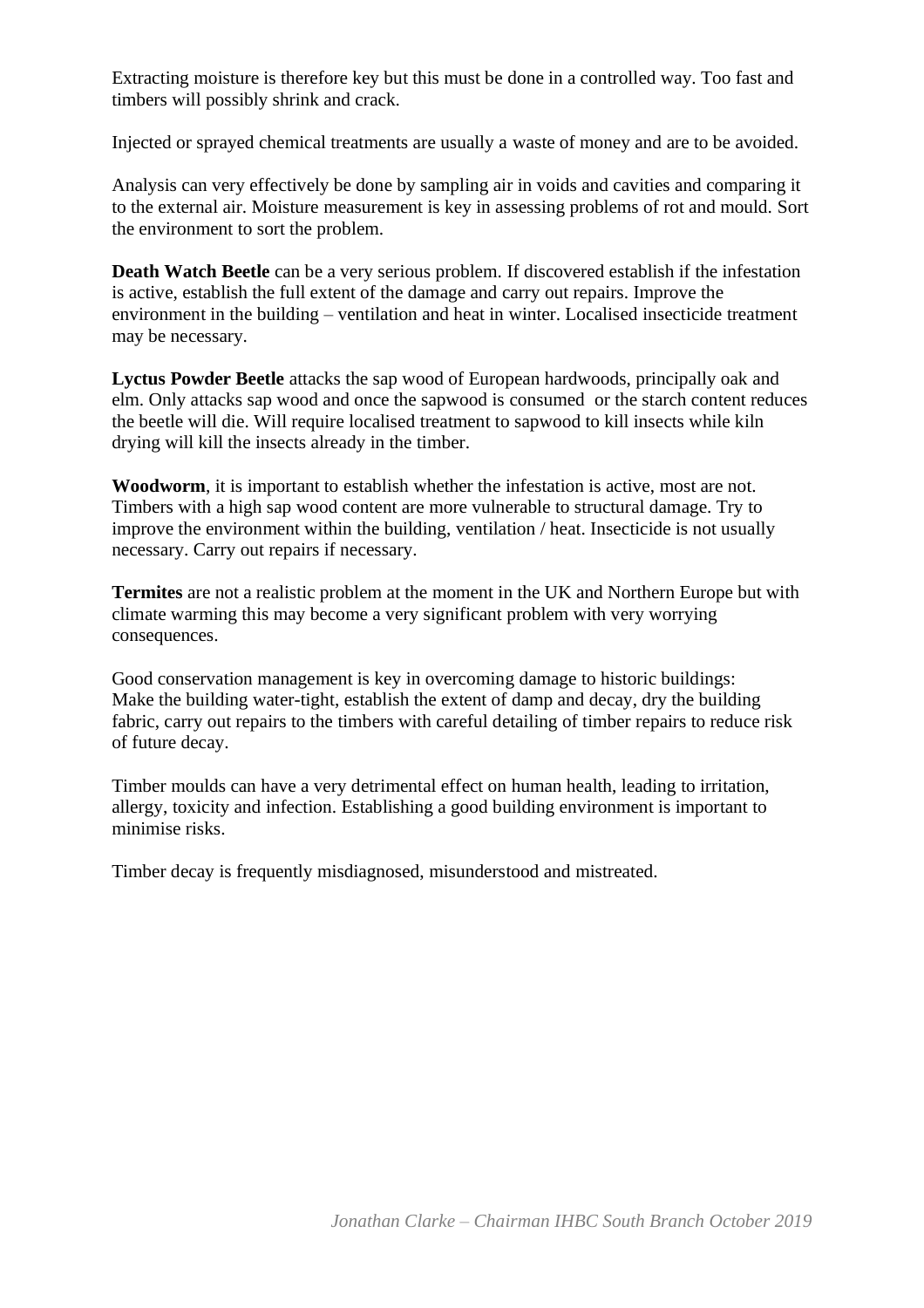Extracting moisture is therefore key but this must be done in a controlled way. Too fast and timbers will possibly shrink and crack.

Injected or sprayed chemical treatments are usually a waste of money and are to be avoided.

Analysis can very effectively be done by sampling air in voids and cavities and comparing it to the external air. Moisture measurement is key in assessing problems of rot and mould. Sort the environment to sort the problem.

**Death Watch Beetle** can be a very serious problem. If discovered establish if the infestation is active, establish the full extent of the damage and carry out repairs. Improve the environment in the building – ventilation and heat in winter. Localised insecticide treatment may be necessary.

**Lyctus Powder Beetle** attacks the sap wood of European hardwoods, principally oak and elm. Only attacks sap wood and once the sapwood is consumed  or the starch content reduces the beetle will die. Will require localised treatment to sapwood to kill insects while kiln drying will kill the insects already in the timber.

**Woodworm**, it is important to establish whether the infestation is active, most are not. Timbers with a high sap wood content are more vulnerable to structural damage. Try to improve the environment within the building, ventilation / heat. Insecticide is not usually necessary. Carry out repairs if necessary.

**Termites** are not a realistic problem at the moment in the UK and Northern Europe but with climate warming this may become a very significant problem with very worrying consequences.

Good conservation management is key in overcoming damage to historic buildings:
Make the building water-tight, establish the extent of damp and decay, dry the building fabric, carry out repairs to the timbers with careful detailing of timber repairs to reduce risk of future decay.

Timber moulds can have a very detrimental effect on human health, leading to irritation, allergy, toxicity and infection. Establishing a good building environment is important to minimise risks.

Timber decay is frequently misdiagnosed, misunderstood and mistreated.

*Jonathan Clarke – Chairman IHBC South Branch October 2019*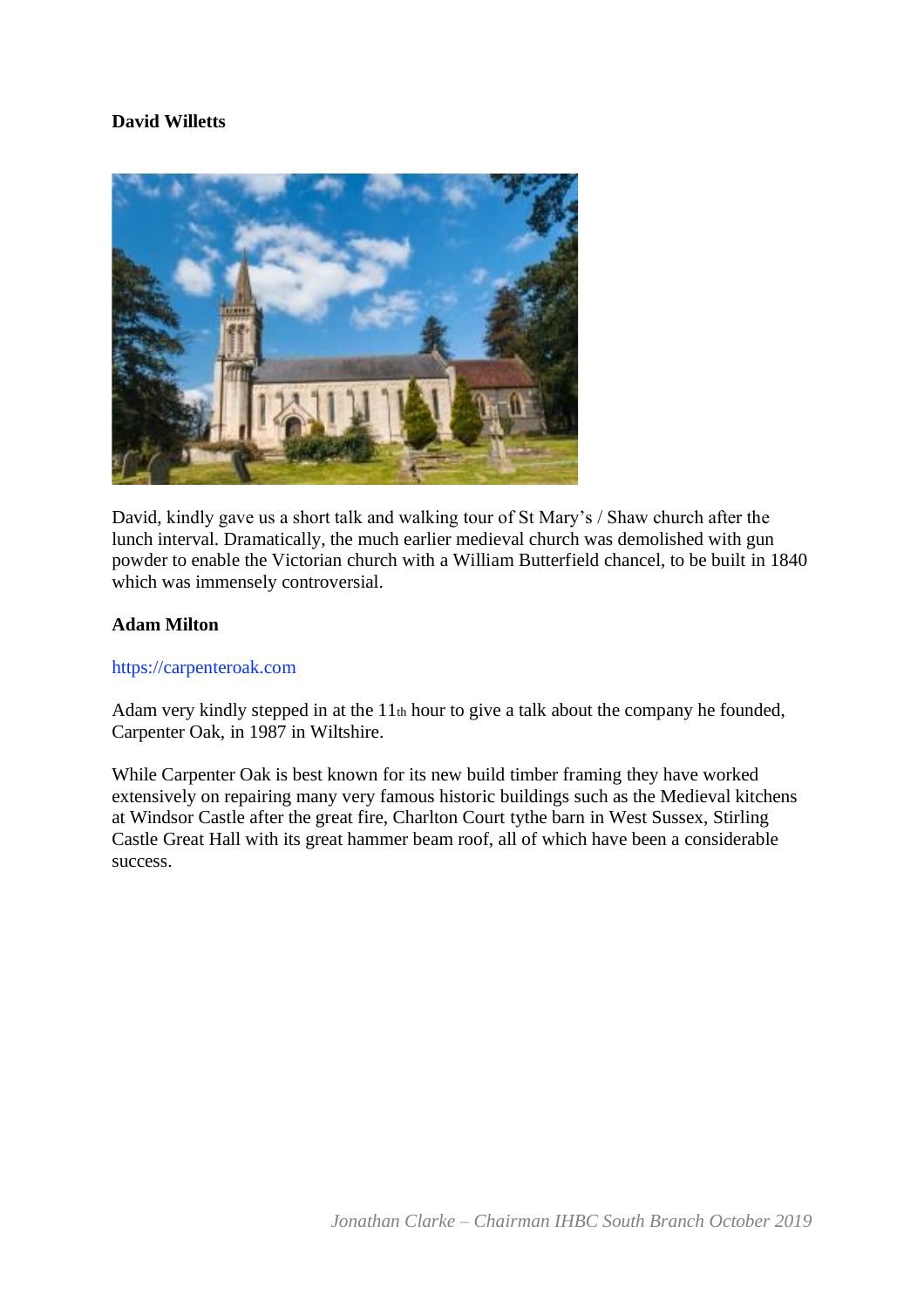**David Willetts**

David, kindly gave us a short talk and walking tour of St Mary's / Shaw church after the lunch interval. Dramatically, the much earlier medieval church was demolished with gun powder to enable the Victorian church with a William Butterfield chancel, to be built in 1840 which was immensely controversial.

**Adam Milton**

https://carpenteroak.com

Adam very kindly stepped in at the 11th hour to give a talk about the company he founded, Carpenter Oak, in 1987 in Wiltshire.

While Carpenter Oak is best known for its new build timber framing they have worked extensively on repairing many very famous historic buildings such as the Medieval kitchens at Windsor Castle after the great fire, Charlton Court tythe barn in West Sussex, Stirling Castle Great Hall with its great hammer beam roof, all of which have been a considerable success.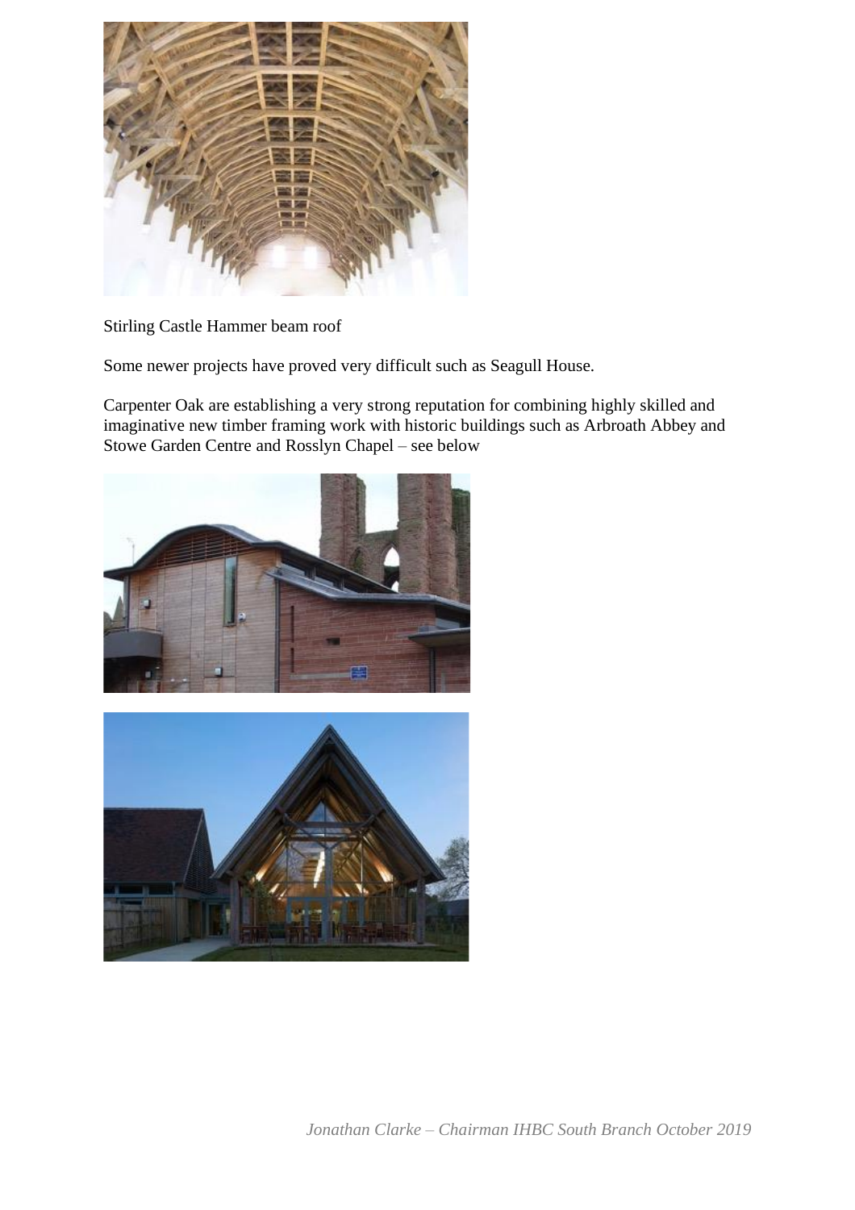Stirling Castle Hammer beam roof

Some newer projects have proved very difficult such as Seagull House.

Carpenter Oak are establishing a very strong reputation for combining highly skilled and imaginative new timber framing work with historic buildings such as Arbroath Abbey and Stowe Garden Centre and Rosslyn Chapel – see below

*Jonathan Clarke – Chairman IHBC South Branch October 2019*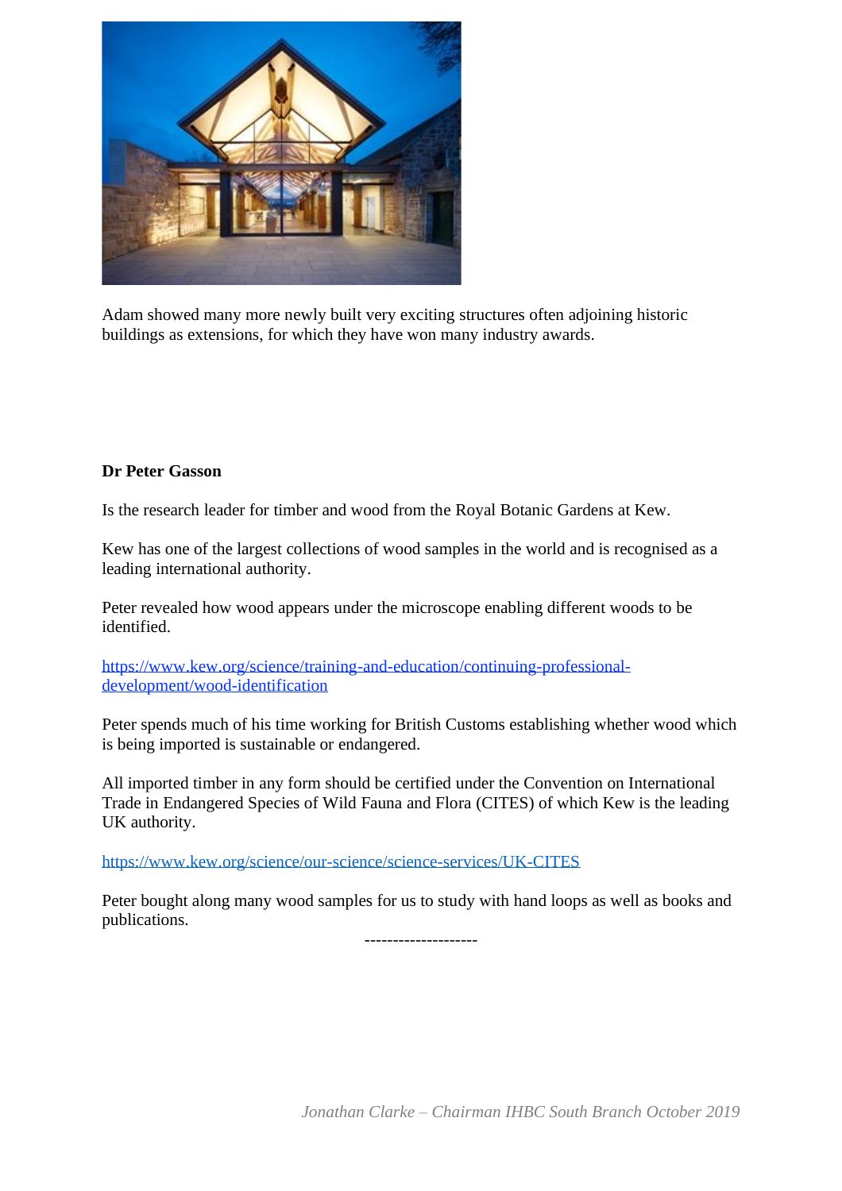Adam showed many more newly built very exciting structures often adjoining historic buildings as extensions, for which they have won many industry awards.

**Dr Peter Gasson**

Is the research leader for timber and wood from the Royal Botanic Gardens at Kew.

Kew has one of the largest collections of wood samples in the world and is recognised as a leading international authority.

Peter revealed how wood appears under the microscope enabling different woods to be identified.

https://www.kew.org/science/training-and-education/continuing-professional-development/wood-identification

Peter spends much of his time working for British Customs establishing whether wood which is being imported is sustainable or endangered.

All imported timber in any form should be certified under the Convention on International Trade in Endangered Species of Wild Fauna and Flora (CITES) of which Kew is the leading UK authority.

https://www.kew.org/science/our-science/science-services/UK-CITES

Peter bought along many wood samples for us to study with hand loops as well as books and publications.

--------------------

*Jonathan Clarke – Chairman IHBC South Branch October 2019*